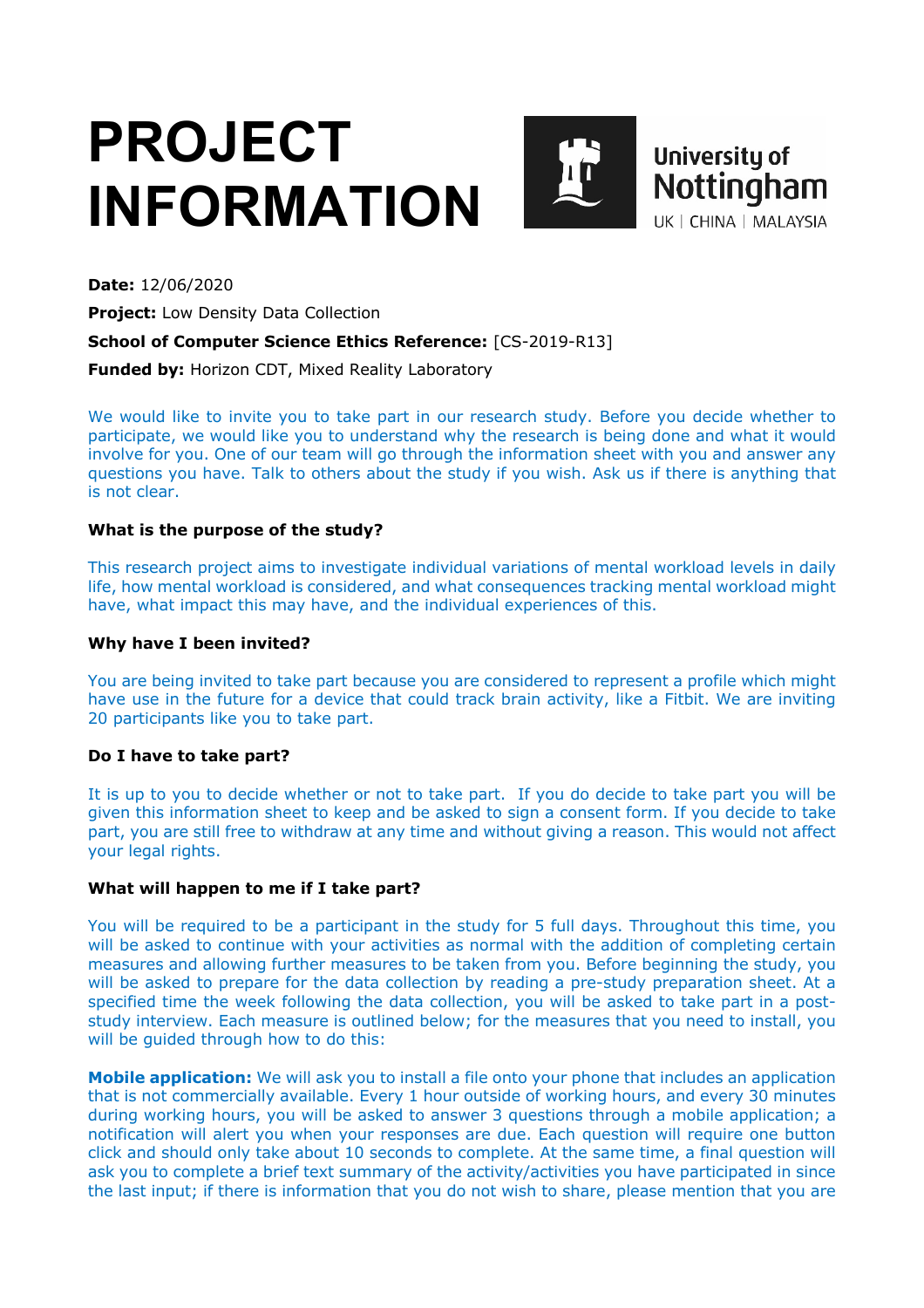# PROJECT INFORMATION

University of Nottingham
UK | CHINA | MALAYSIA

**Date:** 12/06/2020

**Project:** Low Density Data Collection

**School of Computer Science Ethics Reference:** [CS-2019-R13]

**Funded by:** Horizon CDT, Mixed Reality Laboratory

We would like to invite you to take part in our research study. Before you decide whether to participate, we would like you to understand why the research is being done and what it would involve for you. One of our team will go through the information sheet with you and answer any questions you have. Talk to others about the study if you wish. Ask us if there is anything that is not clear.

### What is the purpose of the study?

This research project aims to investigate individual variations of mental workload levels in daily life, how mental workload is considered, and what consequences tracking mental workload might have, what impact this may have, and the individual experiences of this.

### Why have I been invited?

You are being invited to take part because you are considered to represent a profile which might have use in the future for a device that could track brain activity, like a Fitbit. We are inviting 20 participants like you to take part.

### Do I have to take part?

It is up to you to decide whether or not to take part. If you do decide to take part you will be given this information sheet to keep and be asked to sign a consent form. If you decide to take part, you are still free to withdraw at any time and without giving a reason. This would not affect your legal rights.

### What will happen to me if I take part?

You will be required to be a participant in the study for 5 full days. Throughout this time, you will be asked to continue with your activities as normal with the addition of completing certain measures and allowing further measures to be taken from you. Before beginning the study, you will be asked to prepare for the data collection by reading a pre-study preparation sheet. At a specified time the week following the data collection, you will be asked to take part in a post-study interview. Each measure is outlined below; for the measures that you need to install, you will be guided through how to do this:

**Mobile application:** We will ask you to install a file onto your phone that includes an application that is not commercially available. Every 1 hour outside of working hours, and every 30 minutes during working hours, you will be asked to answer 3 questions through a mobile application; a notification will alert you when your responses are due. Each question will require one button click and should only take about 10 seconds to complete. At the same time, a final question will ask you to complete a brief text summary of the activity/activities you have participated in since the last input; if there is information that you do not wish to share, please mention that you are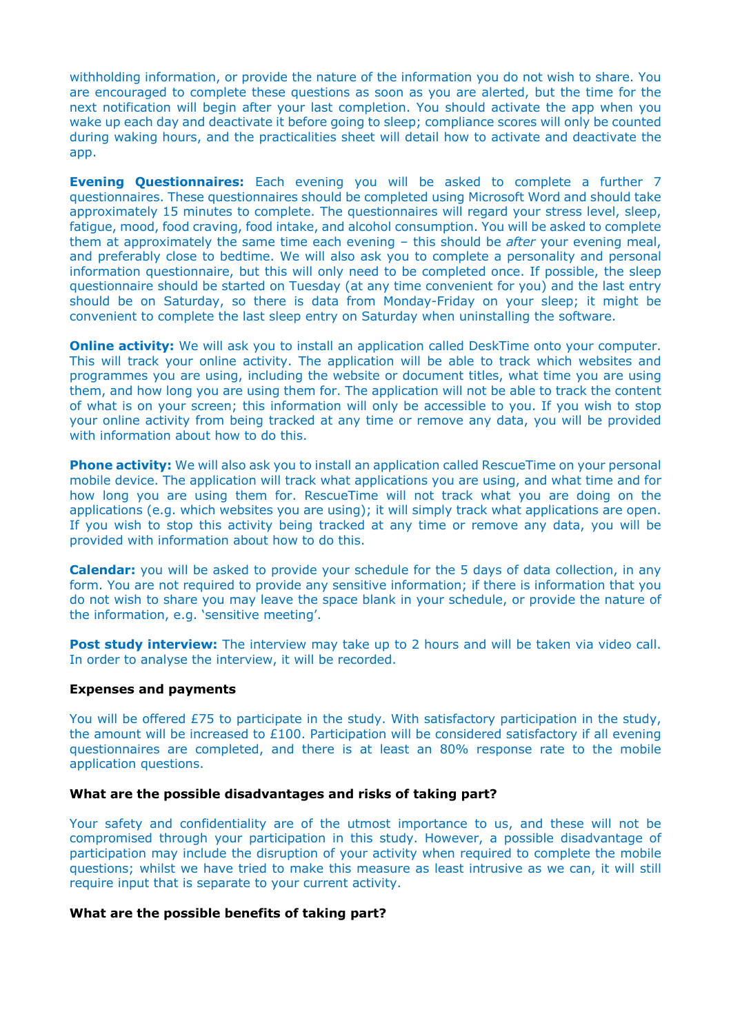withholding information, or provide the nature of the information you do not wish to share. You are encouraged to complete these questions as soon as you are alerted, but the time for the next notification will begin after your last completion. You should activate the app when you wake up each day and deactivate it before going to sleep; compliance scores will only be counted during waking hours, and the practicalities sheet will detail how to activate and deactivate the app.

**Evening Questionnaires:** Each evening you will be asked to complete a further 7 questionnaires. These questionnaires should be completed using Microsoft Word and should take approximately 15 minutes to complete. The questionnaires will regard your stress level, sleep, fatigue, mood, food craving, food intake, and alcohol consumption. You will be asked to complete them at approximately the same time each evening – this should be *after* your evening meal, and preferably close to bedtime. We will also ask you to complete a personality and personal information questionnaire, but this will only need to be completed once. If possible, the sleep questionnaire should be started on Tuesday (at any time convenient for you) and the last entry should be on Saturday, so there is data from Monday-Friday on your sleep; it might be convenient to complete the last sleep entry on Saturday when uninstalling the software.

**Online activity:** We will ask you to install an application called DeskTime onto your computer. This will track your online activity. The application will be able to track which websites and programmes you are using, including the website or document titles, what time you are using them, and how long you are using them for. The application will not be able to track the content of what is on your screen; this information will only be accessible to you. If you wish to stop your online activity from being tracked at any time or remove any data, you will be provided with information about how to do this.

**Phone activity:** We will also ask you to install an application called RescueTime on your personal mobile device. The application will track what applications you are using, and what time and for how long you are using them for. RescueTime will not track what you are doing on the applications (e.g. which websites you are using); it will simply track what applications are open. If you wish to stop this activity being tracked at any time or remove any data, you will be provided with information about how to do this.

**Calendar:** you will be asked to provide your schedule for the 5 days of data collection, in any form. You are not required to provide any sensitive information; if there is information that you do not wish to share you may leave the space blank in your schedule, or provide the nature of the information, e.g. 'sensitive meeting'.

**Post study interview:** The interview may take up to 2 hours and will be taken via video call. In order to analyse the interview, it will be recorded.

### Expenses and payments

You will be offered £75 to participate in the study. With satisfactory participation in the study, the amount will be increased to £100. Participation will be considered satisfactory if all evening questionnaires are completed, and there is at least an 80% response rate to the mobile application questions.

### What are the possible disadvantages and risks of taking part?

Your safety and confidentiality are of the utmost importance to us, and these will not be compromised through your participation in this study. However, a possible disadvantage of participation may include the disruption of your activity when required to complete the mobile questions; whilst we have tried to make this measure as least intrusive as we can, it will still require input that is separate to your current activity.

### What are the possible benefits of taking part?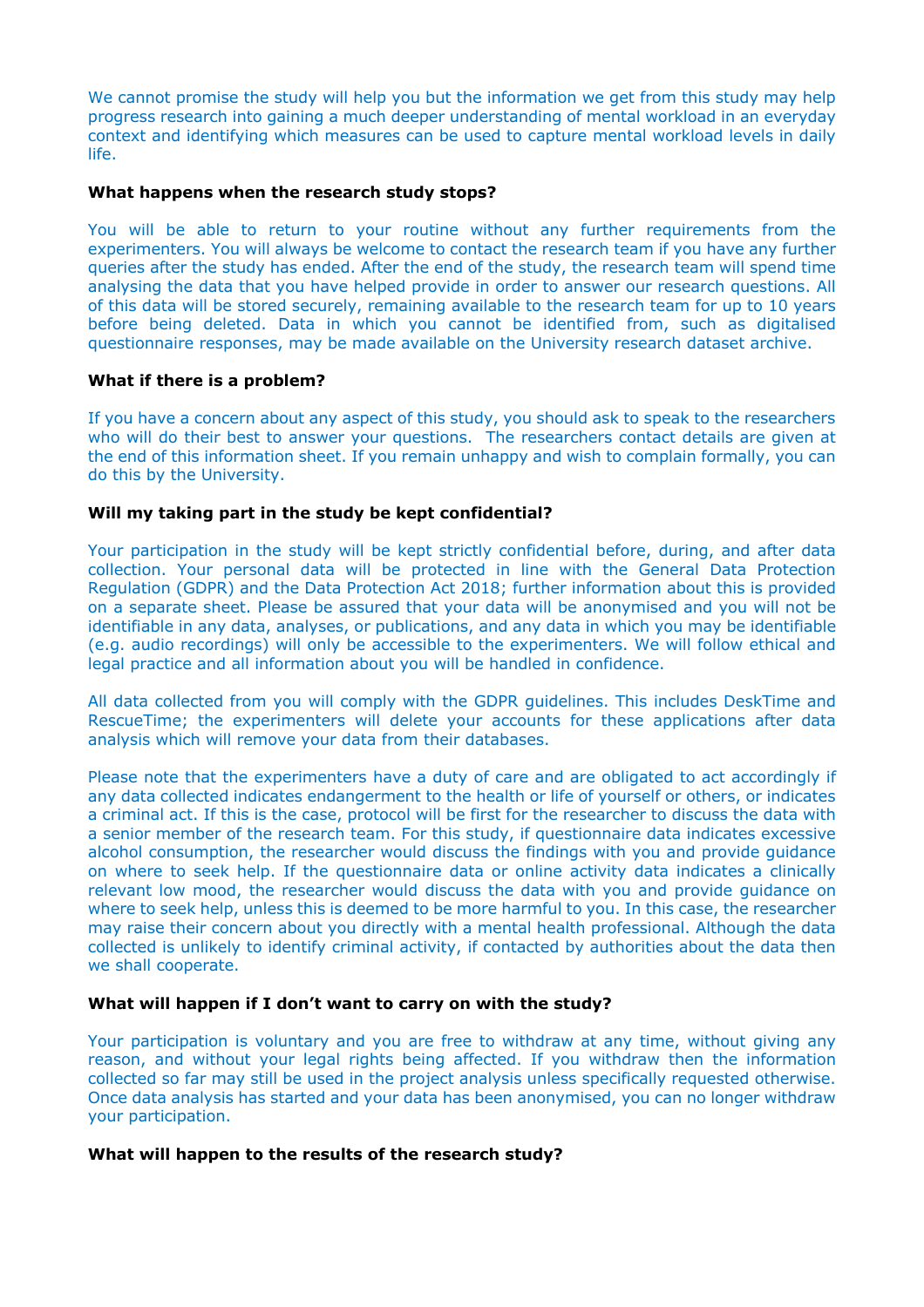We cannot promise the study will help you but the information we get from this study may help progress research into gaining a much deeper understanding of mental workload in an everyday context and identifying which measures can be used to capture mental workload levels in daily life.

**What happens when the research study stops?**

You will be able to return to your routine without any further requirements from the experimenters. You will always be welcome to contact the research team if you have any further queries after the study has ended. After the end of the study, the research team will spend time analysing the data that you have helped provide in order to answer our research questions. All of this data will be stored securely, remaining available to the research team for up to 10 years before being deleted. Data in which you cannot be identified from, such as digitalised questionnaire responses, may be made available on the University research dataset archive.

**What if there is a problem?**

If you have a concern about any aspect of this study, you should ask to speak to the researchers who will do their best to answer your questions. The researchers contact details are given at the end of this information sheet. If you remain unhappy and wish to complain formally, you can do this by the University.

**Will my taking part in the study be kept confidential?**

Your participation in the study will be kept strictly confidential before, during, and after data collection. Your personal data will be protected in line with the General Data Protection Regulation (GDPR) and the Data Protection Act 2018; further information about this is provided on a separate sheet. Please be assured that your data will be anonymised and you will not be identifiable in any data, analyses, or publications, and any data in which you may be identifiable (e.g. audio recordings) will only be accessible to the experimenters. We will follow ethical and legal practice and all information about you will be handled in confidence.

All data collected from you will comply with the GDPR guidelines. This includes DeskTime and RescueTime; the experimenters will delete your accounts for these applications after data analysis which will remove your data from their databases.

Please note that the experimenters have a duty of care and are obligated to act accordingly if any data collected indicates endangerment to the health or life of yourself or others, or indicates a criminal act. If this is the case, protocol will be first for the researcher to discuss the data with a senior member of the research team. For this study, if questionnaire data indicates excessive alcohol consumption, the researcher would discuss the findings with you and provide guidance on where to seek help. If the questionnaire data or online activity data indicates a clinically relevant low mood, the researcher would discuss the data with you and provide guidance on where to seek help, unless this is deemed to be more harmful to you. In this case, the researcher may raise their concern about you directly with a mental health professional. Although the data collected is unlikely to identify criminal activity, if contacted by authorities about the data then we shall cooperate.

**What will happen if I don't want to carry on with the study?**

Your participation is voluntary and you are free to withdraw at any time, without giving any reason, and without your legal rights being affected. If you withdraw then the information collected so far may still be used in the project analysis unless specifically requested otherwise. Once data analysis has started and your data has been anonymised, you can no longer withdraw your participation.

**What will happen to the results of the research study?**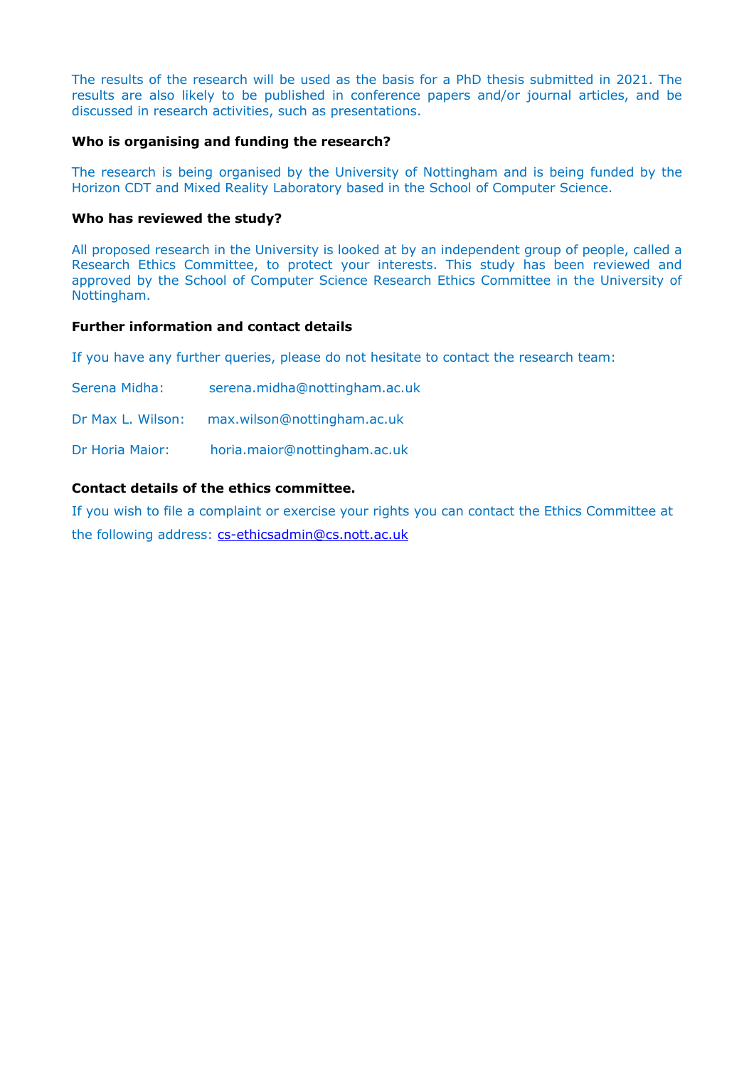The results of the research will be used as the basis for a PhD thesis submitted in 2021. The results are also likely to be published in conference papers and/or journal articles, and be discussed in research activities, such as presentations.

**Who is organising and funding the research?**

The research is being organised by the University of Nottingham and is being funded by the Horizon CDT and Mixed Reality Laboratory based in the School of Computer Science.

**Who has reviewed the study?**

All proposed research in the University is looked at by an independent group of people, called a Research Ethics Committee, to protect your interests. This study has been reviewed and approved by the School of Computer Science Research Ethics Committee in the University of Nottingham.

**Further information and contact details**

If you have any further queries, please do not hesitate to contact the research team:

Serena Midha: serena.midha@nottingham.ac.uk

Dr Max L. Wilson: max.wilson@nottingham.ac.uk

Dr Horia Maior: horia.maior@nottingham.ac.uk

**Contact details of the ethics committee.**

If you wish to file a complaint or exercise your rights you can contact the Ethics Committee at the following address: cs-ethicsadmin@cs.nott.ac.uk